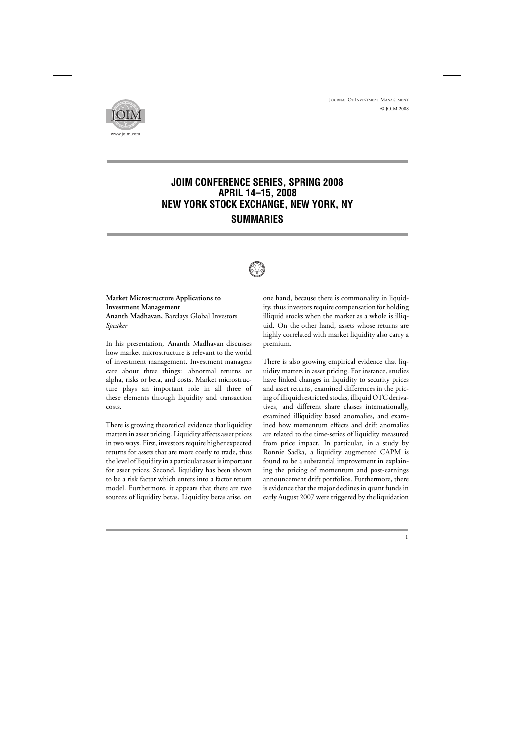# JOIM CONFERENCE SERIES, SPRING 2008
# APRIL 14–15, 2008
# NEW YORK STOCK EXCHANGE, NEW YORK, NY
## SUMMARIES

**Market Microstructure Applications to Investment Management**
**Ananth Madhavan,** Barclays Global Investors
*Speaker*

In his presentation, Ananth Madhavan discusses how market microstructure is relevant to the world of investment management. Investment managers care about three things: abnormal returns or alpha, risks or beta, and costs. Market microstructure plays an important role in all three of these elements through liquidity and transaction costs.

There is growing theoretical evidence that liquidity matters in asset pricing. Liquidity affects asset prices in two ways. First, investors require higher expected returns for assets that are more costly to trade, thus the level of liquidity in a particular asset is important for asset prices. Second, liquidity has been shown to be a risk factor which enters into a factor return model. Furthermore, it appears that there are two sources of liquidity betas. Liquidity betas arise, on one hand, because there is commonality in liquidity, thus investors require compensation for holding illiquid stocks when the market as a whole is illiquid. On the other hand, assets whose returns are highly correlated with market liquidity also carry a premium.

There is also growing empirical evidence that liquidity matters in asset pricing. For instance, studies have linked changes in liquidity to security prices and asset returns, examined differences in the pricing of illiquid restricted stocks, illiquid OTC derivatives, and different share classes internationally, examined illiquidity based anomalies, and examined how momentum effects and drift anomalies are related to the time-series of liquidity measured from price impact. In particular, in a study by Ronnie Sadka, a liquidity augmented CAPM is found to be a substantial improvement in explaining the pricing of momentum and post-earnings announcement drift portfolios. Furthermore, there is evidence that the major declines in quant funds in early August 2007 were triggered by the liquidation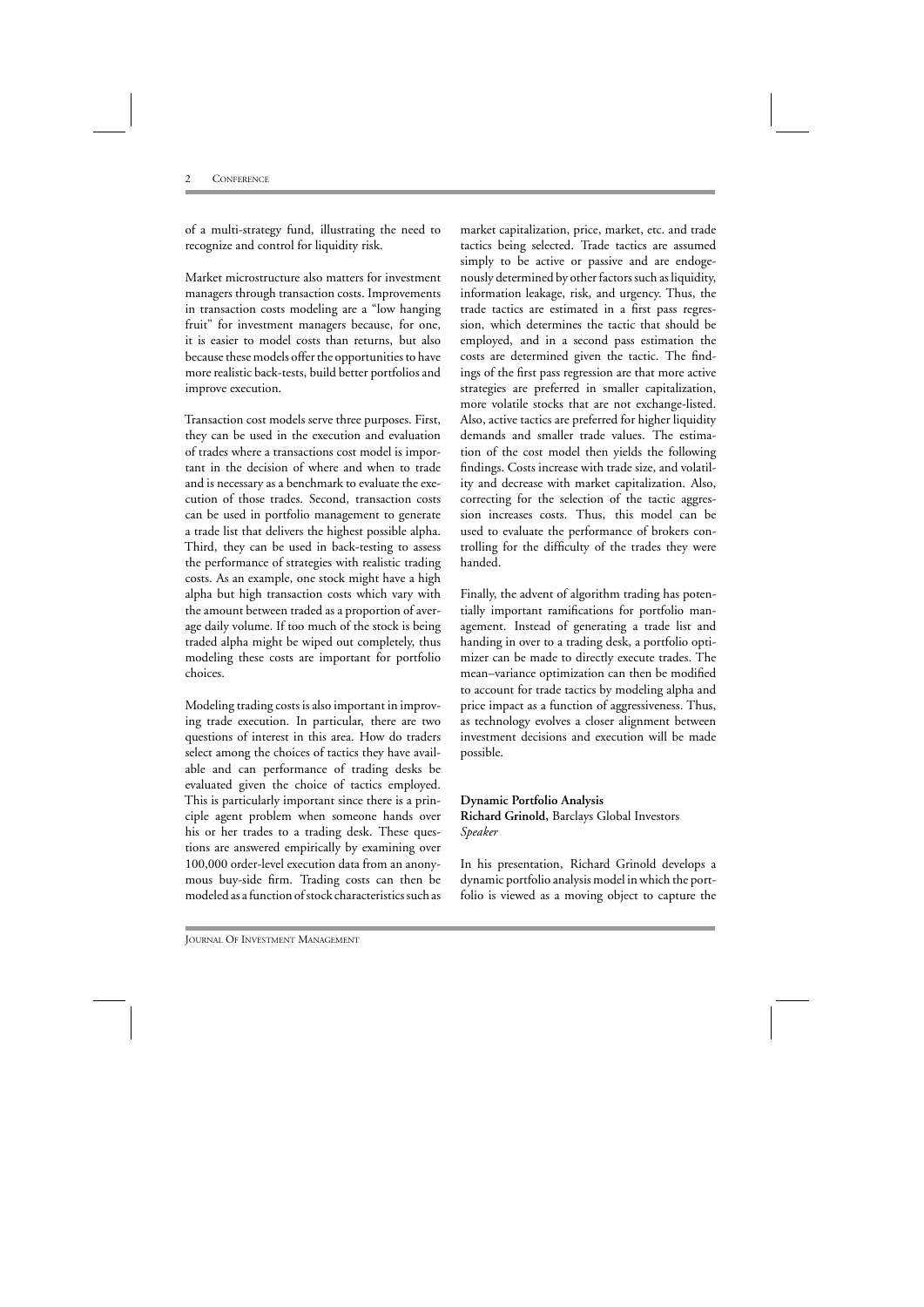of a multi-strategy fund, illustrating the need to recognize and control for liquidity risk.

Market microstructure also matters for investment managers through transaction costs. Improvements in transaction costs modeling are a "low hanging fruit" for investment managers because, for one, it is easier to model costs than returns, but also because these models offer the opportunities to have more realistic back-tests, build better portfolios and improve execution.

Transaction cost models serve three purposes. First, they can be used in the execution and evaluation of trades where a transactions cost model is important in the decision of where and when to trade and is necessary as a benchmark to evaluate the execution of those trades. Second, transaction costs can be used in portfolio management to generate a trade list that delivers the highest possible alpha. Third, they can be used in back-testing to assess the performance of strategies with realistic trading costs. As an example, one stock might have a high alpha but high transaction costs which vary with the amount between traded as a proportion of average daily volume. If too much of the stock is being traded alpha might be wiped out completely, thus modeling these costs are important for portfolio choices.

Modeling trading costs is also important in improving trade execution. In particular, there are two questions of interest in this area. How do traders select among the choices of tactics they have available and can performance of trading desks be evaluated given the choice of tactics employed. This is particularly important since there is a principle agent problem when someone hands over his or her trades to a trading desk. These questions are answered empirically by examining over 100,000 order-level execution data from an anonymous buy-side firm. Trading costs can then be modeled as a function of stock characteristics such as market capitalization, price, market, etc. and trade tactics being selected. Trade tactics are assumed simply to be active or passive and are endogenously determined by other factors such as liquidity, information leakage, risk, and urgency. Thus, the trade tactics are estimated in a first pass regression, which determines the tactic that should be employed, and in a second pass estimation the costs are determined given the tactic. The findings of the first pass regression are that more active strategies are preferred in smaller capitalization, more volatile stocks that are not exchange-listed. Also, active tactics are preferred for higher liquidity demands and smaller trade values. The estimation of the cost model then yields the following findings. Costs increase with trade size, and volatility and decrease with market capitalization. Also, correcting for the selection of the tactic aggression increases costs. Thus, this model can be used to evaluate the performance of brokers controlling for the difficulty of the trades they were handed.

Finally, the advent of algorithm trading has potentially important ramifications for portfolio management. Instead of generating a trade list and handing in over to a trading desk, a portfolio optimizer can be made to directly execute trades. The mean–variance optimization can then be modified to account for trade tactics by modeling alpha and price impact as a function of aggressiveness. Thus, as technology evolves a closer alignment between investment decisions and execution will be made possible.

**Dynamic Portfolio Analysis**
**Richard Grinold,** Barclays Global Investors
*Speaker*

In his presentation, Richard Grinold develops a dynamic portfolio analysis model in which the portfolio is viewed as a moving object to capture the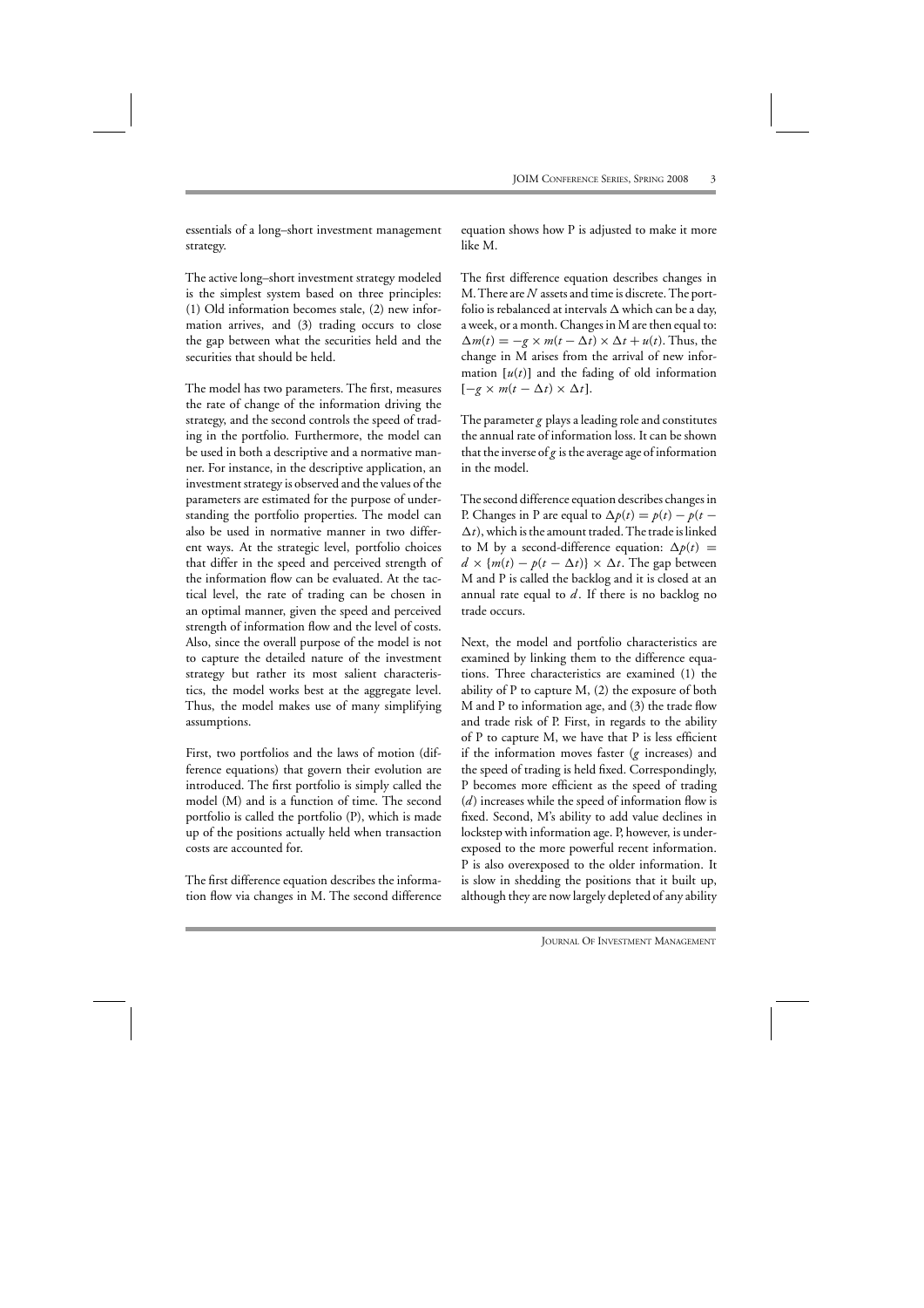essentials of a long–short investment management strategy.

The active long–short investment strategy modeled is the simplest system based on three principles: (1) Old information becomes stale, (2) new information arrives, and (3) trading occurs to close the gap between what the securities held and the securities that should be held.

The model has two parameters. The first, measures the rate of change of the information driving the strategy, and the second controls the speed of trading in the portfolio. Furthermore, the model can be used in both a descriptive and a normative manner. For instance, in the descriptive application, an investment strategy is observed and the values of the parameters are estimated for the purpose of understanding the portfolio properties. The model can also be used in normative manner in two different ways. At the strategic level, portfolio choices that differ in the speed and perceived strength of the information flow can be evaluated. At the tactical level, the rate of trading can be chosen in an optimal manner, given the speed and perceived strength of information flow and the level of costs. Also, since the overall purpose of the model is not to capture the detailed nature of the investment strategy but rather its most salient characteristics, the model works best at the aggregate level. Thus, the model makes use of many simplifying assumptions.

First, two portfolios and the laws of motion (difference equations) that govern their evolution are introduced. The first portfolio is simply called the model (M) and is a function of time. The second portfolio is called the portfolio (P), which is made up of the positions actually held when transaction costs are accounted for.

The first difference equation describes the information flow via changes in M. The second difference equation shows how P is adjusted to make it more like M.

The first difference equation describes changes in M. There are $N$ assets and time is discrete. The portfolio is rebalanced at intervals $\Delta$ which can be a day, a week, or a month. Changes in M are then equal to: $\Delta m(t) = -g \times m(t - \Delta t) \times \Delta t + u(t)$. Thus, the change in M arises from the arrival of new information $[u(t)]$ and the fading of old information $[-g \times m(t - \Delta t) \times \Delta t]$.

The parameter $g$ plays a leading role and constitutes the annual rate of information loss. It can be shown that the inverse of $g$ is the average age of information in the model.

The second difference equation describes changes in P. Changes in P are equal to $\Delta p(t) = p(t) - p(t - \Delta t)$, which is the amount traded. The trade is linked to M by a second-difference equation: $\Delta p(t) = d \times \{m(t) - p(t - \Delta t)\} \times \Delta t$. The gap between M and P is called the backlog and it is closed at an annual rate equal to $d$. If there is no backlog no trade occurs.

Next, the model and portfolio characteristics are examined by linking them to the difference equations. Three characteristics are examined (1) the ability of P to capture M, (2) the exposure of both M and P to information age, and (3) the trade flow and trade risk of P. First, in regards to the ability of P to capture M, we have that P is less efficient if the information moves faster ($g$ increases) and the speed of trading is held fixed. Correspondingly, P becomes more efficient as the speed of trading ($d$) increases while the speed of information flow is fixed. Second, M's ability to add value declines in lockstep with information age. P, however, is underexposed to the more powerful recent information. P is also overexposed to the older information. It is slow in shedding the positions that it built up, although they are now largely depleted of any ability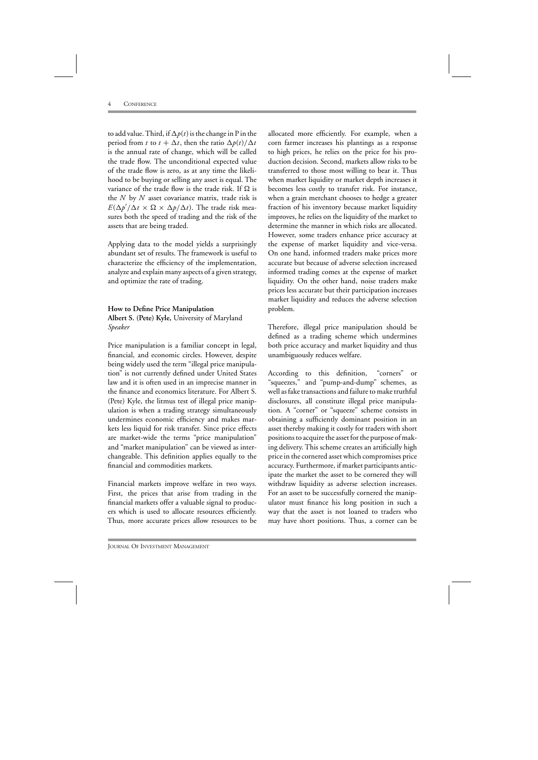to add value. Third, if $\Delta p(t)$ is the change in P in the period from $t$ to $t + \Delta t$, then the ratio $\Delta p(t)/\Delta t$ is the annual rate of change, which will be called the trade flow. The unconditional expected value of the trade flow is zero, as at any time the likelihood to be buying or selling any asset is equal. The variance of the trade flow is the trade risk. If $\Omega$ is the $N$ by $N$ asset covariance matrix, trade risk is $E(\Delta p'/\Delta t \times \Omega \times \Delta p/\Delta t)$. The trade risk measures both the speed of trading and the risk of the assets that are being traded.

Applying data to the model yields a surprisingly abundant set of results. The framework is useful to characterize the efficiency of the implementation, analyze and explain many aspects of a given strategy, and optimize the rate of trading.

### How to Define Price Manipulation

**Albert S. (Pete) Kyle,** University of Maryland
*Speaker*

Price manipulation is a familiar concept in legal, financial, and economic circles. However, despite being widely used the term "illegal price manipulation" is not currently defined under United States law and it is often used in an imprecise manner in the finance and economics literature. For Albert S. (Pete) Kyle, the litmus test of illegal price manipulation is when a trading strategy simultaneously undermines economic efficiency and makes markets less liquid for risk transfer. Since price effects are market-wide the terms "price manipulation" and "market manipulation" can be viewed as interchangeable. This definition applies equally to the financial and commodities markets.

Financial markets improve welfare in two ways. First, the prices that arise from trading in the financial markets offer a valuable signal to producers which is used to allocate resources efficiently. Thus, more accurate prices allow resources to be allocated more efficiently. For example, when a corn farmer increases his plantings as a response to high prices, he relies on the price for his production decision. Second, markets allow risks to be transferred to those most willing to bear it. Thus when market liquidity or market depth increases it becomes less costly to transfer risk. For instance, when a grain merchant chooses to hedge a greater fraction of his inventory because market liquidity improves, he relies on the liquidity of the market to determine the manner in which risks are allocated. However, some traders enhance price accuracy at the expense of market liquidity and vice-versa. On one hand, informed traders make prices more accurate but because of adverse selection increased informed trading comes at the expense of market liquidity. On the other hand, noise traders make prices less accurate but their participation increases market liquidity and reduces the adverse selection problem.

Therefore, illegal price manipulation should be defined as a trading scheme which undermines both price accuracy and market liquidity and thus unambiguously reduces welfare.

According to this definition, "corners" or "squeezes," and "pump-and-dump" schemes, as well as fake transactions and failure to make truthful disclosures, all constitute illegal price manipulation. A "corner" or "squeeze" scheme consists in obtaining a sufficiently dominant position in an asset thereby making it costly for traders with short positions to acquire the asset for the purpose of making delivery. This scheme creates an artificially high price in the cornered asset which compromises price accuracy. Furthermore, if market participants anticipate the market the asset to be cornered they will withdraw liquidity as adverse selection increases. For an asset to be successfully cornered the manipulator must finance his long position in such a way that the asset is not loaned to traders who may have short positions. Thus, a corner can be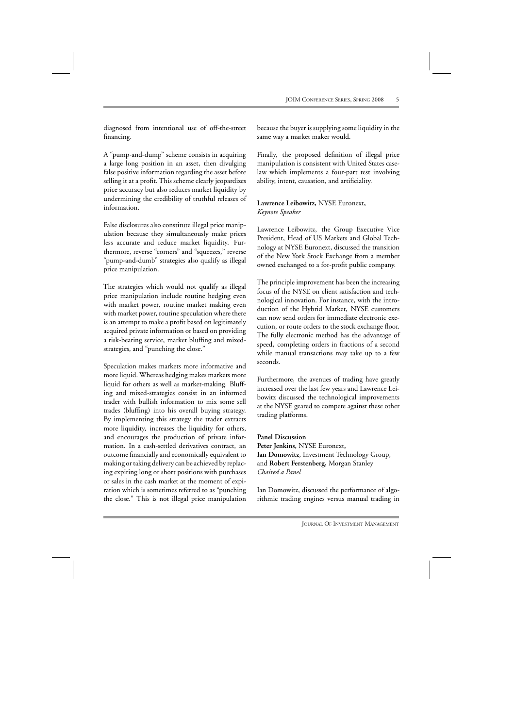diagnosed from intentional use of off-the-street financing.

A "pump-and-dump" scheme consists in acquiring a large long position in an asset, then divulging false positive information regarding the asset before selling it at a profit. This scheme clearly jeopardizes price accuracy but also reduces market liquidity by undermining the credibility of truthful releases of information.

False disclosures also constitute illegal price manipulation because they simultaneously make prices less accurate and reduce market liquidity. Furthermore, reverse "corners" and "squeezes," reverse "pump-and-dumb" strategies also qualify as illegal price manipulation.

The strategies which would not qualify as illegal price manipulation include routine hedging even with market power, routine market making even with market power, routine speculation where there is an attempt to make a profit based on legitimately acquired private information or based on providing a risk-bearing service, market bluffing and mixed-strategies, and "punching the close."

Speculation makes markets more informative and more liquid. Whereas hedging makes markets more liquid for others as well as market-making. Bluffing and mixed-strategies consist in an informed trader with bullish information to mix some sell trades (bluffing) into his overall buying strategy. By implementing this strategy the trader extracts more liquidity, increases the liquidity for others, and encourages the production of private information. In a cash-settled derivatives contract, an outcome financially and economically equivalent to making or taking delivery can be achieved by replacing expiring long or short positions with purchases or sales in the cash market at the moment of expiration which is sometimes referred to as "punching the close." This is not illegal price manipulation because the buyer is supplying some liquidity in the same way a market maker would.

Finally, the proposed definition of illegal price manipulation is consistent with United States case-law which implements a four-part test involving ability, intent, causation, and artificiality.

**Lawrence Leibowitz,** NYSE Euronext,
*Keynote Speaker*

Lawrence Leibowitz, the Group Executive Vice President, Head of US Markets and Global Technology at NYSE Euronext, discussed the transition of the New York Stock Exchange from a member owned exchanged to a for-profit public company.

The principle improvement has been the increasing focus of the NYSE on client satisfaction and technological innovation. For instance, with the introduction of the Hybrid Market, NYSE customers can now send orders for immediate electronic execution, or route orders to the stock exchange floor. The fully electronic method has the advantage of speed, completing orders in fractions of a second while manual transactions may take up to a few seconds.

Furthermore, the avenues of trading have greatly increased over the last few years and Lawrence Leibowitz discussed the technological improvements at the NYSE geared to compete against these other trading platforms.

**Panel Discussion**
**Peter Jenkins,** NYSE Euronext,
**Ian Domowitz,** Investment Technology Group,
and **Robert Ferstenberg,** Morgan Stanley
*Chaired a Panel*

Ian Domowitz, discussed the performance of algorithmic trading engines versus manual trading in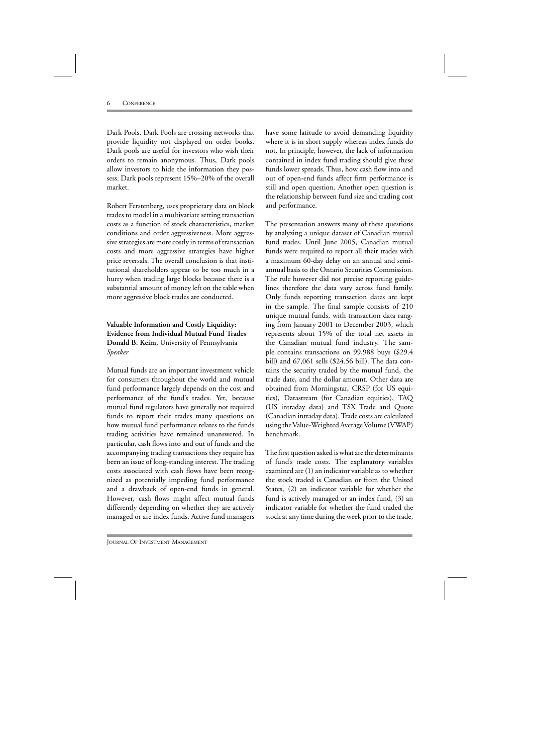Dark Pools. Dark Pools are crossing networks that provide liquidity not displayed on order books. Dark pools are useful for investors who wish their orders to remain anonymous. Thus, Dark pools allow investors to hide the information they possess. Dark pools represent 15%–20% of the overall market.

Robert Ferstenberg, uses proprietary data on block trades to model in a multivariate setting transaction costs as a function of stock characteristics, market conditions and order aggressiveness. More aggressive strategies are more costly in terms of transaction costs and more aggressive strategies have higher price reversals. The overall conclusion is that institutional shareholders appear to be too much in a hurry when trading large blocks because there is a substantial amount of money left on the table when more aggressive block trades are conducted.

**Valuable Information and Costly Liquidity: Evidence from Individual Mutual Fund Trades**
**Donald B. Keim,** University of Pennsylvania
*Speaker*

Mutual funds are an important investment vehicle for consumers throughout the world and mutual fund performance largely depends on the cost and performance of the fund's trades. Yet, because mutual fund regulators have generally not required funds to report their trades many questions on how mutual fund performance relates to the funds trading activities have remained unanswered. In particular, cash flows into and out of funds and the accompanying trading transactions they require has been an issue of long-standing interest. The trading costs associated with cash flows have been recognized as potentially impeding fund performance and a drawback of open-end funds in general. However, cash flows might affect mutual funds differently depending on whether they are actively managed or are index funds. Active fund managers have some latitude to avoid demanding liquidity where it is in short supply whereas index funds do not. In principle, however, the lack of information contained in index fund trading should give these funds lower spreads. Thus, how cash flow into and out of open-end funds affect firm performance is still and open question. Another open question is the relationship between fund size and trading cost and performance.

The presentation answers many of these questions by analyzing a unique dataset of Canadian mutual fund trades. Until June 2005, Canadian mutual funds were required to report all their trades with a maximum 60-day delay on an annual and semi-annual basis to the Ontario Securities Commission. The rule however did not precise reporting guidelines therefore the data vary across fund family. Only funds reporting transaction dates are kept in the sample. The final sample consists of 210 unique mutual funds, with transaction data ranging from January 2001 to December 2003, which represents about 15% of the total net assets in the Canadian mutual fund industry. The sample contains transactions on 99,988 buys ($29.4 bill) and 67,061 sells ($24.56 bill). The data contains the security traded by the mutual fund, the trade date, and the dollar amount. Other data are obtained from Morningstar, CRSP (for US equities), Datastream (for Canadian equities), TAQ (US intraday data) and TSX Trade and Quote (Canadian intraday data). Trade costs are calculated using the Value-Weighted Average Volume (VWAP) benchmark.

The first question asked is what are the determinants of fund's trade costs. The explanatory variables examined are (1) an indicator variable as to whether the stock traded is Canadian or from the United States, (2) an indicator variable for whether the fund is actively managed or an index fund, (3) an indicator variable for whether the fund traded the stock at any time during the week prior to the trade,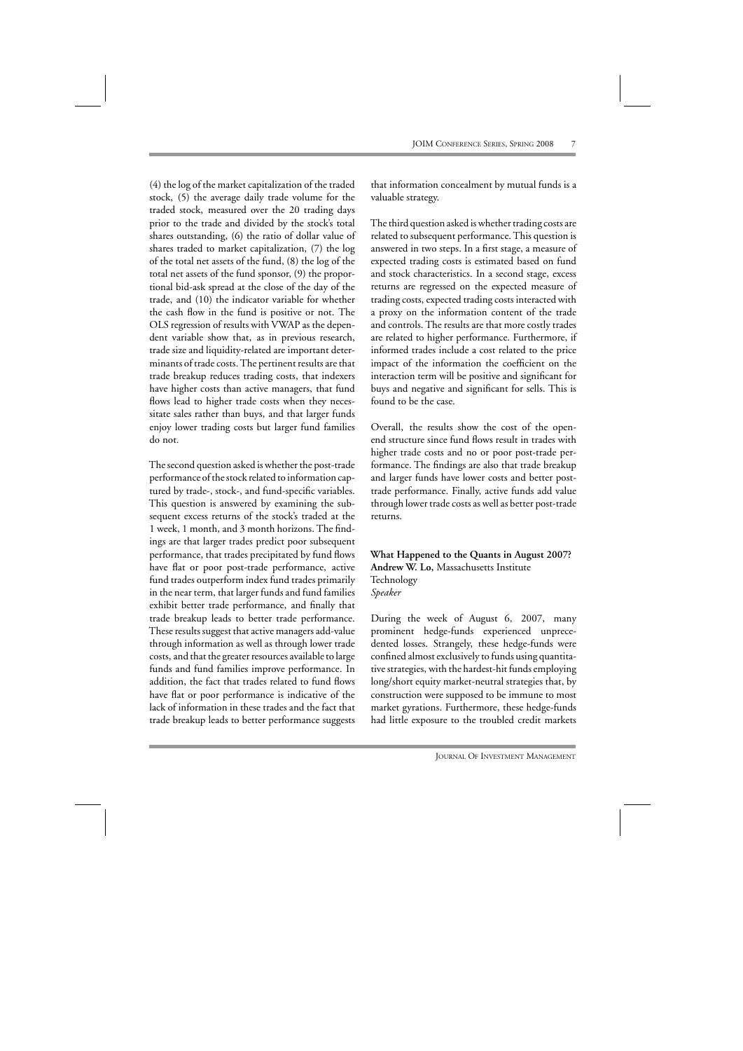(4) the log of the market capitalization of the traded stock, (5) the average daily trade volume for the traded stock, measured over the 20 trading days prior to the trade and divided by the stock's total shares outstanding, (6) the ratio of dollar value of shares traded to market capitalization, (7) the log of the total net assets of the fund, (8) the log of the total net assets of the fund sponsor, (9) the proportional bid-ask spread at the close of the day of the trade, and (10) the indicator variable for whether the cash flow in the fund is positive or not. The OLS regression of results with VWAP as the dependent variable show that, as in previous research, trade size and liquidity-related are important determinants of trade costs. The pertinent results are that trade breakup reduces trading costs, that indexers have higher costs than active managers, that fund flows lead to higher trade costs when they necessitate sales rather than buys, and that larger funds enjoy lower trading costs but larger fund families do not.

The second question asked is whether the post-trade performance of the stock related to information captured by trade-, stock-, and fund-specific variables. This question is answered by examining the subsequent excess returns of the stock's traded at the 1 week, 1 month, and 3 month horizons. The findings are that larger trades predict poor subsequent performance, that trades precipitated by fund flows have flat or poor post-trade performance, active fund trades outperform index fund trades primarily in the near term, that larger funds and fund families exhibit better trade performance, and finally that trade breakup leads to better trade performance. These results suggest that active managers add-value through information as well as through lower trade costs, and that the greater resources available to large funds and fund families improve performance. In addition, the fact that trades related to fund flows have flat or poor performance is indicative of the lack of information in these trades and the fact that trade breakup leads to better performance suggests that information concealment by mutual funds is a valuable strategy.

The third question asked is whether trading costs are related to subsequent performance. This question is answered in two steps. In a first stage, a measure of expected trading costs is estimated based on fund and stock characteristics. In a second stage, excess returns are regressed on the expected measure of trading costs, expected trading costs interacted with a proxy on the information content of the trade and controls. The results are that more costly trades are related to higher performance. Furthermore, if informed trades include a cost related to the price impact of the information the coefficient on the interaction term will be positive and significant for buys and negative and significant for sells. This is found to be the case.

Overall, the results show the cost of the open-end structure since fund flows result in trades with higher trade costs and no or poor post-trade performance. The findings are also that trade breakup and larger funds have lower costs and better post-trade performance. Finally, active funds add value through lower trade costs as well as better post-trade returns.

**What Happened to the Quants in August 2007?**
**Andrew W. Lo,** Massachusetts Institute Technology
*Speaker*

During the week of August 6, 2007, many prominent hedge-funds experienced unprecedented losses. Strangely, these hedge-funds were confined almost exclusively to funds using quantitative strategies, with the hardest-hit funds employing long/short equity market-neutral strategies that, by construction were supposed to be immune to most market gyrations. Furthermore, these hedge-funds had little exposure to the troubled credit markets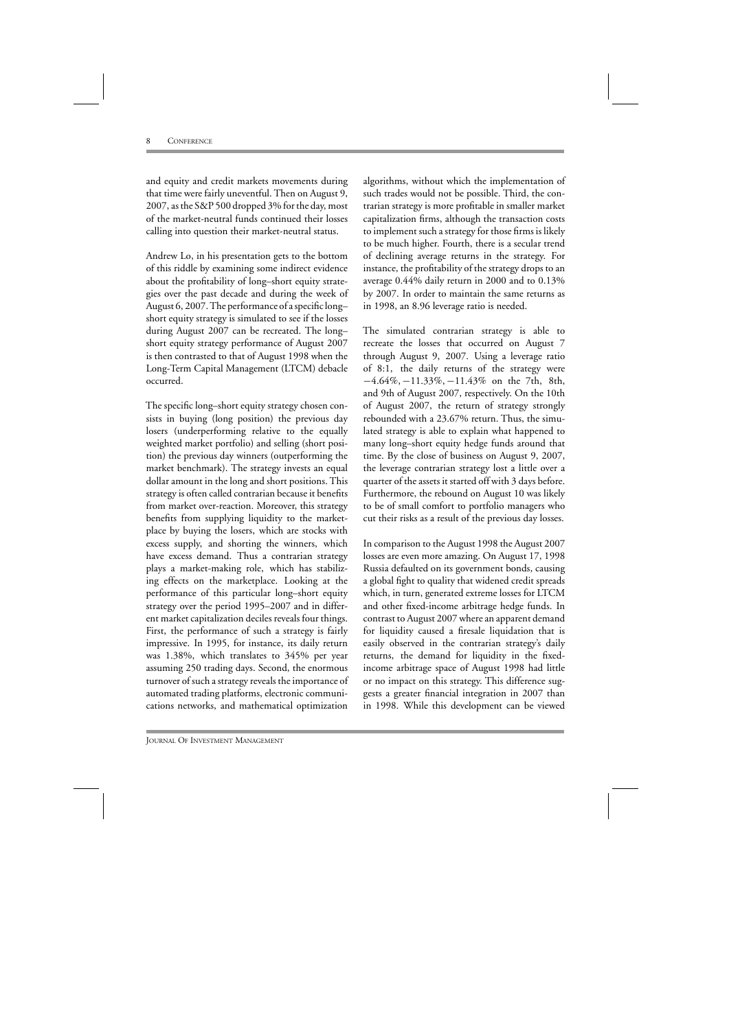and equity and credit markets movements during that time were fairly uneventful. Then on August 9, 2007, as the S&P 500 dropped 3% for the day, most of the market-neutral funds continued their losses calling into question their market-neutral status.

Andrew Lo, in his presentation gets to the bottom of this riddle by examining some indirect evidence about the profitability of long–short equity strategies over the past decade and during the week of August 6, 2007. The performance of a specific long–short equity strategy is simulated to see if the losses during August 2007 can be recreated. The long–short equity strategy performance of August 2007 is then contrasted to that of August 1998 when the Long-Term Capital Management (LTCM) debacle occurred.

The specific long–short equity strategy chosen consists in buying (long position) the previous day losers (underperforming relative to the equally weighted market portfolio) and selling (short position) the previous day winners (outperforming the market benchmark). The strategy invests an equal dollar amount in the long and short positions. This strategy is often called contrarian because it benefits from market over-reaction. Moreover, this strategy benefits from supplying liquidity to the marketplace by buying the losers, which are stocks with excess supply, and shorting the winners, which have excess demand. Thus a contrarian strategy plays a market-making role, which has stabilizing effects on the marketplace. Looking at the performance of this particular long–short equity strategy over the period 1995–2007 and in different market capitalization deciles reveals four things. First, the performance of such a strategy is fairly impressive. In 1995, for instance, its daily return was 1.38%, which translates to 345% per year assuming 250 trading days. Second, the enormous turnover of such a strategy reveals the importance of automated trading platforms, electronic communications networks, and mathematical optimization algorithms, without which the implementation of such trades would not be possible. Third, the contrarian strategy is more profitable in smaller market capitalization firms, although the transaction costs to implement such a strategy for those firms is likely to be much higher. Fourth, there is a secular trend of declining average returns in the strategy. For instance, the profitability of the strategy drops to an average 0.44% daily return in 2000 and to 0.13% by 2007. In order to maintain the same returns as in 1998, an 8.96 leverage ratio is needed.

The simulated contrarian strategy is able to recreate the losses that occurred on August 7 through August 9, 2007. Using a leverage ratio of 8:1, the daily returns of the strategy were $-4.64\%$, $-11.33\%$, $-11.43\%$ on the 7th, 8th, and 9th of August 2007, respectively. On the 10th of August 2007, the return of strategy strongly rebounded with a 23.67% return. Thus, the simulated strategy is able to explain what happened to many long–short equity hedge funds around that time. By the close of business on August 9, 2007, the leverage contrarian strategy lost a little over a quarter of the assets it started off with 3 days before. Furthermore, the rebound on August 10 was likely to be of small comfort to portfolio managers who cut their risks as a result of the previous day losses.

In comparison to the August 1998 the August 2007 losses are even more amazing. On August 17, 1998 Russia defaulted on its government bonds, causing a global fight to quality that widened credit spreads which, in turn, generated extreme losses for LTCM and other fixed-income arbitrage hedge funds. In contrast to August 2007 where an apparent demand for liquidity caused a firesale liquidation that is easily observed in the contrarian strategy's daily returns, the demand for liquidity in the fixed-income arbitrage space of August 1998 had little or no impact on this strategy. This difference suggests a greater financial integration in 2007 than in 1998. While this development can be viewed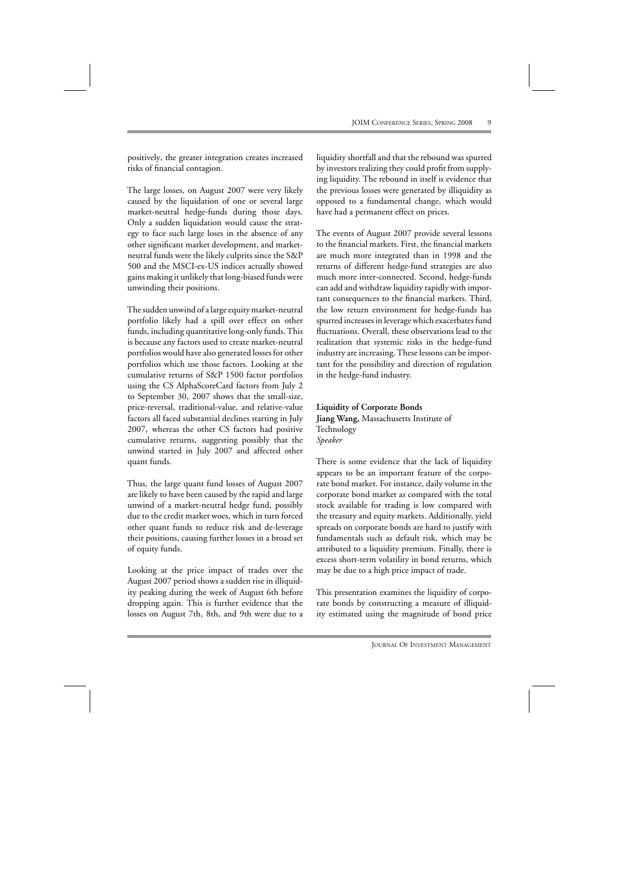positively, the greater integration creates increased risks of financial contagion.

The large losses, on August 2007 were very likely caused by the liquidation of one or several large market-neutral hedge-funds during those days. Only a sudden liquidation would cause the strategy to face such large loses in the absence of any other significant market development, and market-neutral funds were the likely culprits since the S&P 500 and the MSCI-ex-US indices actually showed gains making it unlikely that long-biased funds were unwinding their positions.

The sudden unwind of a large equity market-neutral portfolio likely had a spill over effect on other funds, including quantitative long-only funds. This is because any factors used to create market-neutral portfolios would have also generated losses for other portfolios which use those factors. Looking at the cumulative returns of S&P 1500 factor portfolios using the CS AlphaScoreCard factors from July 2 to September 30, 2007 shows that the small-size, price-reversal, traditional-value, and relative-value factors all faced substantial declines starting in July 2007, whereas the other CS factors had positive cumulative returns, suggesting possibly that the unwind started in July 2007 and affected other quant funds.

Thus, the large quant fund losses of August 2007 are likely to have been caused by the rapid and large unwind of a market-neutral hedge fund, possibly due to the credit market woes, which in turn forced other quant funds to reduce risk and de-leverage their positions, causing further losses in a broad set of equity funds.

Looking at the price impact of trades over the August 2007 period shows a sudden rise in illiquidity peaking during the week of August 6th before dropping again. This is further evidence that the losses on August 7th, 8th, and 9th were due to a liquidity shortfall and that the rebound was spurred by investors realizing they could profit from supplying liquidity. The rebound in itself is evidence that the previous losses were generated by illiquidity as opposed to a fundamental change, which would have had a permanent effect on prices.

The events of August 2007 provide several lessons to the financial markets. First, the financial markets are much more integrated than in 1998 and the returns of different hedge-fund strategies are also much more inter-connected. Second, hedge-funds can add and withdraw liquidity rapidly with important consequences to the financial markets. Third, the low return environment for hedge-funds has spurred increases in leverage which exacerbates fund fluctuations. Overall, these observations lead to the realization that systemic risks in the hedge-fund industry are increasing. These lessons can be important for the possibility and direction of regulation in the hedge-fund industry.

**Liquidity of Corporate Bonds**
**Jiang Wang,** Massachusetts Institute of Technology
*Speaker*

There is some evidence that the lack of liquidity appears to be an important feature of the corporate bond market. For instance, daily volume in the corporate bond market as compared with the total stock available for trading is low compared with the treasury and equity markets. Additionally, yield spreads on corporate bonds are hard to justify with fundamentals such as default risk, which may be attributed to a liquidity premium. Finally, there is excess short-term volatility in bond returns, which may be due to a high price impact of trade.

This presentation examines the liquidity of corporate bonds by constructing a measure of illiquidity estimated using the magnitude of bond price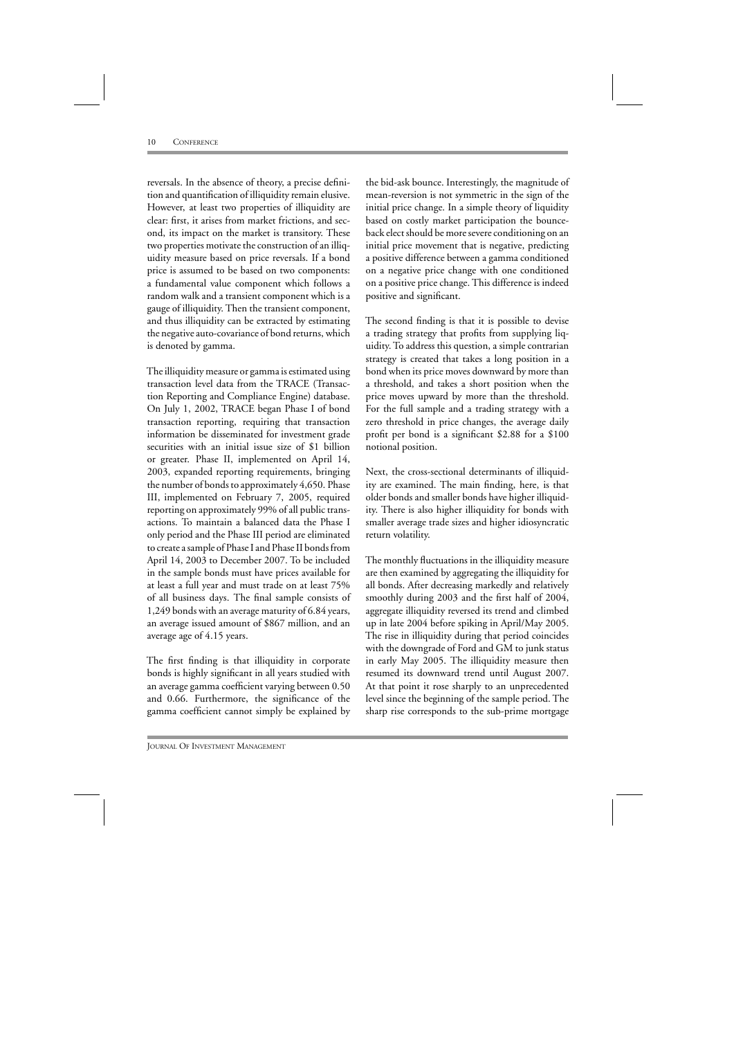reversals. In the absence of theory, a precise definition and quantification of illiquidity remain elusive. However, at least two properties of illiquidity are clear: first, it arises from market frictions, and second, its impact on the market is transitory. These two properties motivate the construction of an illiquidity measure based on price reversals. If a bond price is assumed to be based on two components: a fundamental value component which follows a random walk and a transient component which is a gauge of illiquidity. Then the transient component, and thus illiquidity can be extracted by estimating the negative auto-covariance of bond returns, which is denoted by gamma.

The illiquidity measure or gamma is estimated using transaction level data from the TRACE (Transaction Reporting and Compliance Engine) database. On July 1, 2002, TRACE began Phase I of bond transaction reporting, requiring that transaction information be disseminated for investment grade securities with an initial issue size of $1 billion or greater. Phase II, implemented on April 14, 2003, expanded reporting requirements, bringing the number of bonds to approximately 4,650. Phase III, implemented on February 7, 2005, required reporting on approximately 99% of all public transactions. To maintain a balanced data the Phase I only period and the Phase III period are eliminated to create a sample of Phase I and Phase II bonds from April 14, 2003 to December 2007. To be included in the sample bonds must have prices available for at least a full year and must trade on at least 75% of all business days. The final sample consists of 1,249 bonds with an average maturity of 6.84 years, an average issued amount of $867 million, and an average age of 4.15 years.

The first finding is that illiquidity in corporate bonds is highly significant in all years studied with an average gamma coefficient varying between 0.50 and 0.66. Furthermore, the significance of the gamma coefficient cannot simply be explained by the bid-ask bounce. Interestingly, the magnitude of mean-reversion is not symmetric in the sign of the initial price change. In a simple theory of liquidity based on costly market participation the bounce-back elect should be more severe conditioning on an initial price movement that is negative, predicting a positive difference between a gamma conditioned on a negative price change with one conditioned on a positive price change. This difference is indeed positive and significant.

The second finding is that it is possible to devise a trading strategy that profits from supplying liquidity. To address this question, a simple contrarian strategy is created that takes a long position in a bond when its price moves downward by more than a threshold, and takes a short position when the price moves upward by more than the threshold. For the full sample and a trading strategy with a zero threshold in price changes, the average daily profit per bond is a significant $2.88 for a $100 notional position.

Next, the cross-sectional determinants of illiquidity are examined. The main finding, here, is that older bonds and smaller bonds have higher illiquidity. There is also higher illiquidity for bonds with smaller average trade sizes and higher idiosyncratic return volatility.

The monthly fluctuations in the illiquidity measure are then examined by aggregating the illiquidity for all bonds. After decreasing markedly and relatively smoothly during 2003 and the first half of 2004, aggregate illiquidity reversed its trend and climbed up in late 2004 before spiking in April/May 2005. The rise in illiquidity during that period coincides with the downgrade of Ford and GM to junk status in early May 2005. The illiquidity measure then resumed its downward trend until August 2007. At that point it rose sharply to an unprecedented level since the beginning of the sample period. The sharp rise corresponds to the sub-prime mortgage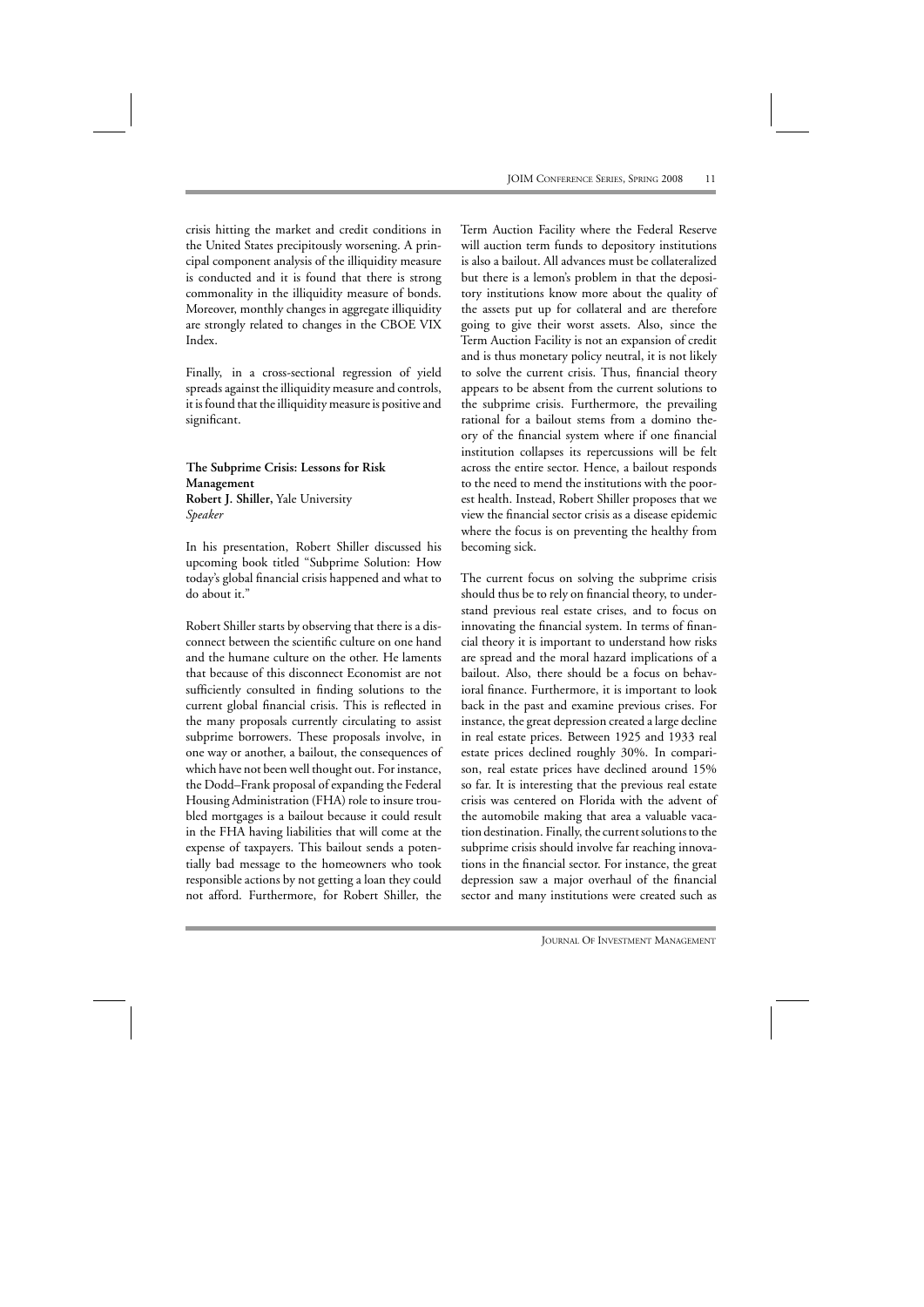crisis hitting the market and credit conditions in the United States precipitously worsening. A principal component analysis of the illiquidity measure is conducted and it is found that there is strong commonality in the illiquidity measure of bonds. Moreover, monthly changes in aggregate illiquidity are strongly related to changes in the CBOE VIX Index.

Finally, in a cross-sectional regression of yield spreads against the illiquidity measure and controls, it is found that the illiquidity measure is positive and significant.

**The Subprime Crisis: Lessons for Risk Management**
**Robert J. Shiller,** Yale University
*Speaker*

In his presentation, Robert Shiller discussed his upcoming book titled "Subprime Solution: How today's global financial crisis happened and what to do about it."

Robert Shiller starts by observing that there is a disconnect between the scientific culture on one hand and the humane culture on the other. He laments that because of this disconnect Economist are not sufficiently consulted in finding solutions to the current global financial crisis. This is reflected in the many proposals currently circulating to assist subprime borrowers. These proposals involve, in one way or another, a bailout, the consequences of which have not been well thought out. For instance, the Dodd–Frank proposal of expanding the Federal Housing Administration (FHA) role to insure troubled mortgages is a bailout because it could result in the FHA having liabilities that will come at the expense of taxpayers. This bailout sends a potentially bad message to the homeowners who took responsible actions by not getting a loan they could not afford. Furthermore, for Robert Shiller, the Term Auction Facility where the Federal Reserve will auction term funds to depository institutions is also a bailout. All advances must be collateralized but there is a lemon's problem in that the depository institutions know more about the quality of the assets put up for collateral and are therefore going to give their worst assets. Also, since the Term Auction Facility is not an expansion of credit and is thus monetary policy neutral, it is not likely to solve the current crisis. Thus, financial theory appears to be absent from the current solutions to the subprime crisis. Furthermore, the prevailing rational for a bailout stems from a domino theory of the financial system where if one financial institution collapses its repercussions will be felt across the entire sector. Hence, a bailout responds to the need to mend the institutions with the poorest health. Instead, Robert Shiller proposes that we view the financial sector crisis as a disease epidemic where the focus is on preventing the healthy from becoming sick.

The current focus on solving the subprime crisis should thus be to rely on financial theory, to understand previous real estate crises, and to focus on innovating the financial system. In terms of financial theory it is important to understand how risks are spread and the moral hazard implications of a bailout. Also, there should be a focus on behavioral finance. Furthermore, it is important to look back in the past and examine previous crises. For instance, the great depression created a large decline in real estate prices. Between 1925 and 1933 real estate prices declined roughly 30%. In comparison, real estate prices have declined around 15% so far. It is interesting that the previous real estate crisis was centered on Florida with the advent of the automobile making that area a valuable vacation destination. Finally, the current solutions to the subprime crisis should involve far reaching innovations in the financial sector. For instance, the great depression saw a major overhaul of the financial sector and many institutions were created such as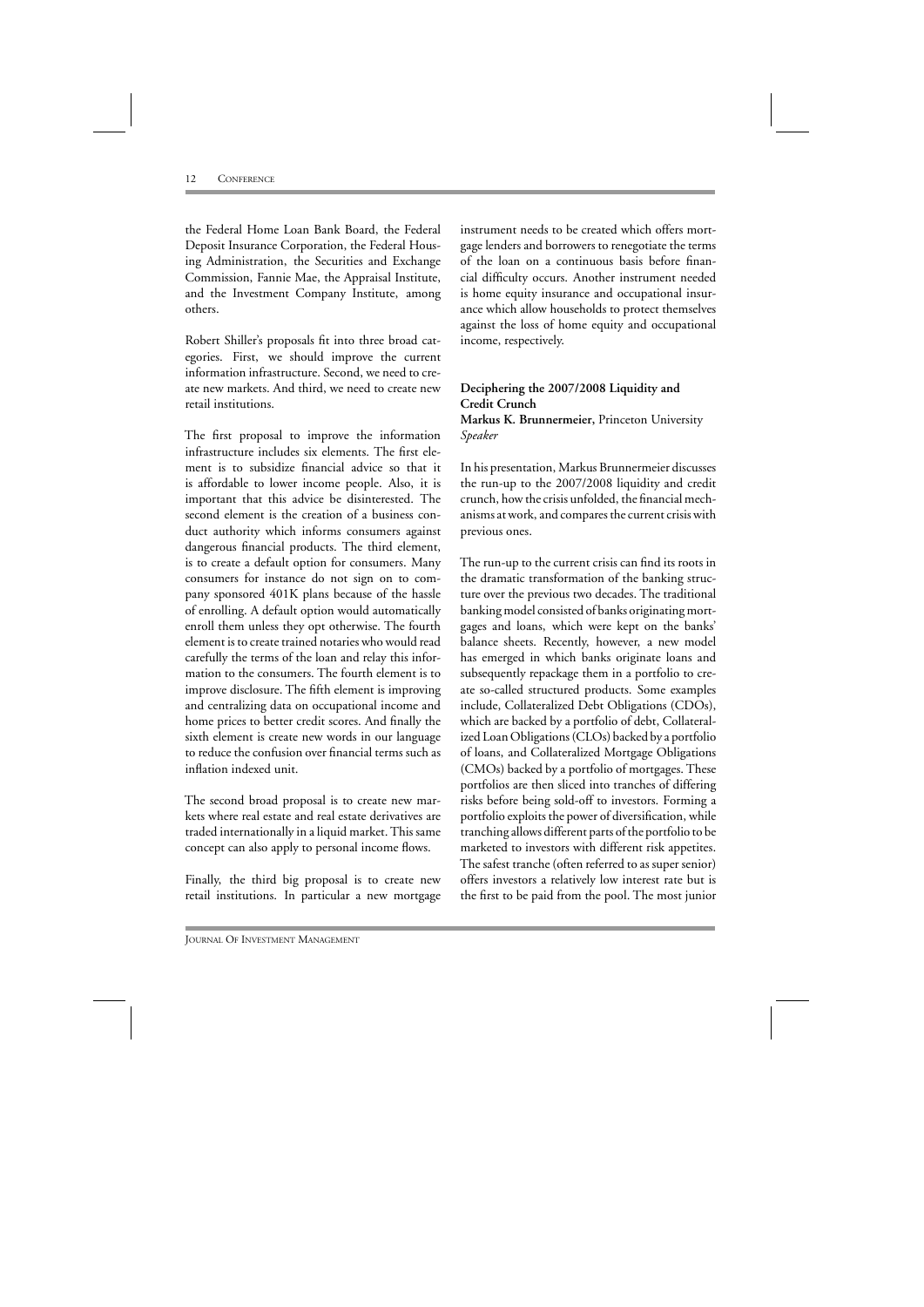the Federal Home Loan Bank Board, the Federal Deposit Insurance Corporation, the Federal Housing Administration, the Securities and Exchange Commission, Fannie Mae, the Appraisal Institute, and the Investment Company Institute, among others.

Robert Shiller's proposals fit into three broad categories. First, we should improve the current information infrastructure. Second, we need to create new markets. And third, we need to create new retail institutions.

The first proposal to improve the information infrastructure includes six elements. The first element is to subsidize financial advice so that it is affordable to lower income people. Also, it is important that this advice be disinterested. The second element is the creation of a business conduct authority which informs consumers against dangerous financial products. The third element, is to create a default option for consumers. Many consumers for instance do not sign on to company sponsored 401K plans because of the hassle of enrolling. A default option would automatically enroll them unless they opt otherwise. The fourth element is to create trained notaries who would read carefully the terms of the loan and relay this information to the consumers. The fourth element is to improve disclosure. The fifth element is improving and centralizing data on occupational income and home prices to better credit scores. And finally the sixth element is create new words in our language to reduce the confusion over financial terms such as inflation indexed unit.

The second broad proposal is to create new markets where real estate and real estate derivatives are traded internationally in a liquid market. This same concept can also apply to personal income flows.

Finally, the third big proposal is to create new retail institutions. In particular a new mortgage instrument needs to be created which offers mortgage lenders and borrowers to renegotiate the terms of the loan on a continuous basis before financial difficulty occurs. Another instrument needed is home equity insurance and occupational insurance which allow households to protect themselves against the loss of home equity and occupational income, respectively.

**Deciphering the 2007/2008 Liquidity and Credit Crunch**
**Markus K. Brunnermeier,** Princeton University
*Speaker*

In his presentation, Markus Brunnermeier discusses the run-up to the 2007/2008 liquidity and credit crunch, how the crisis unfolded, the financial mechanisms at work, and compares the current crisis with previous ones.

The run-up to the current crisis can find its roots in the dramatic transformation of the banking structure over the previous two decades. The traditional banking model consisted of banks originating mortgages and loans, which were kept on the banks' balance sheets. Recently, however, a new model has emerged in which banks originate loans and subsequently repackage them in a portfolio to create so-called structured products. Some examples include, Collateralized Debt Obligations (CDOs), which are backed by a portfolio of debt, Collateralized Loan Obligations (CLOs) backed by a portfolio of loans, and Collateralized Mortgage Obligations (CMOs) backed by a portfolio of mortgages. These portfolios are then sliced into tranches of differing risks before being sold-off to investors. Forming a portfolio exploits the power of diversification, while tranching allows different parts of the portfolio to be marketed to investors with different risk appetites. The safest tranche (often referred to as super senior) offers investors a relatively low interest rate but is the first to be paid from the pool. The most junior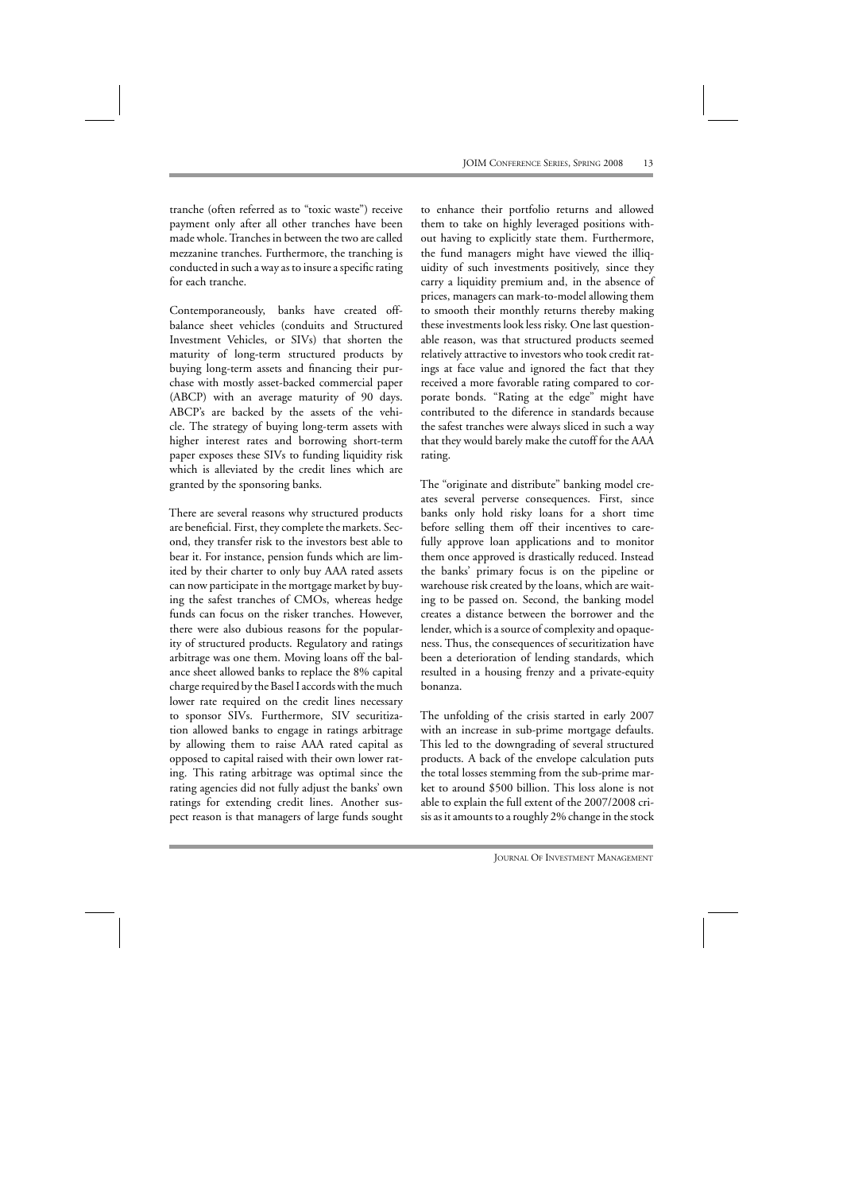tranche (often referred as to "toxic waste") receive payment only after all other tranches have been made whole. Tranches in between the two are called mezzanine tranches. Furthermore, the tranching is conducted in such a way as to insure a specific rating for each tranche.

Contemporaneously, banks have created off-balance sheet vehicles (conduits and Structured Investment Vehicles, or SIVs) that shorten the maturity of long-term structured products by buying long-term assets and financing their purchase with mostly asset-backed commercial paper (ABCP) with an average maturity of 90 days. ABCP's are backed by the assets of the vehicle. The strategy of buying long-term assets with higher interest rates and borrowing short-term paper exposes these SIVs to funding liquidity risk which is alleviated by the credit lines which are granted by the sponsoring banks.

There are several reasons why structured products are beneficial. First, they complete the markets. Second, they transfer risk to the investors best able to bear it. For instance, pension funds which are limited by their charter to only buy AAA rated assets can now participate in the mortgage market by buying the safest tranches of CMOs, whereas hedge funds can focus on the risker tranches. However, there were also dubious reasons for the popularity of structured products. Regulatory and ratings arbitrage was one them. Moving loans off the balance sheet allowed banks to replace the 8% capital charge required by the Basel I accords with the much lower rate required on the credit lines necessary to sponsor SIVs. Furthermore, SIV securitization allowed banks to engage in ratings arbitrage by allowing them to raise AAA rated capital as opposed to capital raised with their own lower rating. This rating arbitrage was optimal since the rating agencies did not fully adjust the banks' own ratings for extending credit lines. Another suspect reason is that managers of large funds sought to enhance their portfolio returns and allowed them to take on highly leveraged positions without having to explicitly state them. Furthermore, the fund managers might have viewed the illiquidity of such investments positively, since they carry a liquidity premium and, in the absence of prices, managers can mark-to-model allowing them to smooth their monthly returns thereby making these investments look less risky. One last questionable reason, was that structured products seemed relatively attractive to investors who took credit ratings at face value and ignored the fact that they received a more favorable rating compared to corporate bonds. "Rating at the edge" might have contributed to the diference in standards because the safest tranches were always sliced in such a way that they would barely make the cutoff for the AAA rating.

The "originate and distribute" banking model creates several perverse consequences. First, since banks only hold risky loans for a short time before selling them off their incentives to carefully approve loan applications and to monitor them once approved is drastically reduced. Instead the banks' primary focus is on the pipeline or warehouse risk created by the loans, which are waiting to be passed on. Second, the banking model creates a distance between the borrower and the lender, which is a source of complexity and opaqueness. Thus, the consequences of securitization have been a deterioration of lending standards, which resulted in a housing frenzy and a private-equity bonanza.

The unfolding of the crisis started in early 2007 with an increase in sub-prime mortgage defaults. This led to the downgrading of several structured products. A back of the envelope calculation puts the total losses stemming from the sub-prime market to around \$500 billion. This loss alone is not able to explain the full extent of the 2007/2008 crisis as it amounts to a roughly 2% change in the stock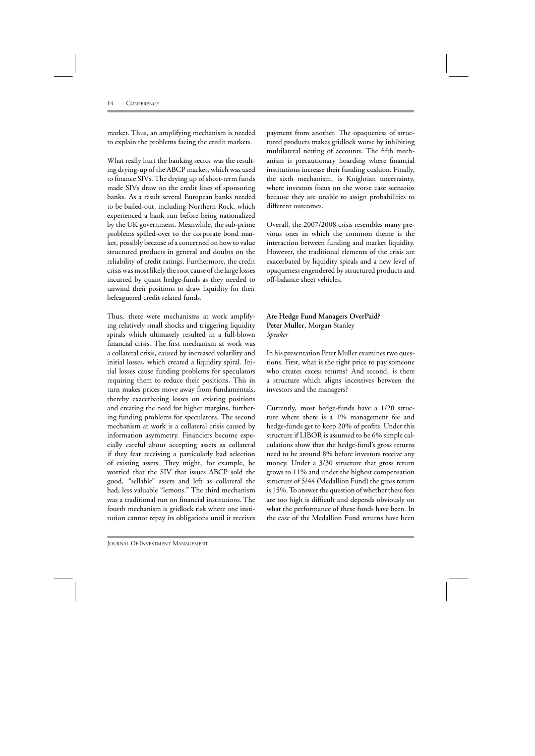market. Thus, an amplifying mechanism is needed to explain the problems facing the credit markets.

What really hurt the banking sector was the resulting drying-up of the ABCP market, which was used to finance SIVs. The drying up of short-term funds made SIVs draw on the credit lines of sponsoring banks. As a result several European banks needed to be bailed-out, including Northern Rock, which experienced a bank run before being nationalized by the UK government. Meanwhile, the sub-prime problems spilled-over to the corporate bond market, possibly because of a concerned on how to value structured products in general and doubts on the reliability of credit ratings. Furthermore, the credit crisis was most likely the root cause of the large losses incurred by quant hedge-funds as they needed to unwind their positions to draw liquidity for their beleaguered credit related funds.

Thus, there were mechanisms at work amplifying relatively small shocks and triggering liquidity spirals which ultimately resulted in a full-blown financial crisis. The first mechanism at work was a collateral crisis, caused by increased volatility and initial losses, which created a liquidity spiral. Initial losses cause funding problems for speculators requiring them to reduce their positions. This in turn makes prices move away from fundamentals, thereby exacerbating losses on existing positions and creating the need for higher margins, furthering funding problems for speculators. The second mechanism at work is a collateral crisis caused by information asymmetry. Financiers become especially careful about accepting assets as collateral if they fear receiving a particularly bad selection of existing assets. They might, for example, be worried that the SIV that issues ABCP sold the good, "sellable" assets and left as collateral the bad, less valuable "lemons." The third mechanism was a traditional run on financial institutions. The fourth mechanism is gridlock risk where one institution cannot repay its obligations until it receives payment from another. The opaqueness of structured products makes gridlock worse by inhibiting multilateral netting of accounts. The fifth mechanism is precautionary hoarding where financial institutions increase their funding cushion. Finally, the sixth mechanism, is Knightian uncertainty, where investors focus on the worse case scenarios because they are unable to assign probabilities to different outcomes.

Overall, the 2007/2008 crisis resembles many previous ones in which the common theme is the interaction between funding and market liquidity. However, the traditional elements of the crisis are exacerbated by liquidity spirals and a new level of opaqueness engendered by structured products and off-balance sheet vehicles.

**Are Hedge Fund Managers OverPaid?**
**Peter Muller,** Morgan Stanley
*Speaker*

In his presentation Peter Muller examines two questions. First, what is the right price to pay someone who creates excess returns? And second, is there a structure which aligns incentives between the investors and the managers?

Currently, most hedge-funds have a 1/20 structure where there is a 1% management fee and hedge-funds get to keep 20% of profits. Under this structure if LIBOR is assumed to be 6% simple calculations show that the hedge-fund's gross returns need to be around 8% before investors receive any money. Under a 3/30 structure that gross return grows to 11% and under the highest compensation structure of 5/44 (Medallion Fund) the gross return is 15%. To answer the question of whether these fees are too high is difficult and depends obviously on what the performance of these funds have been. In the case of the Medallion Fund returns have been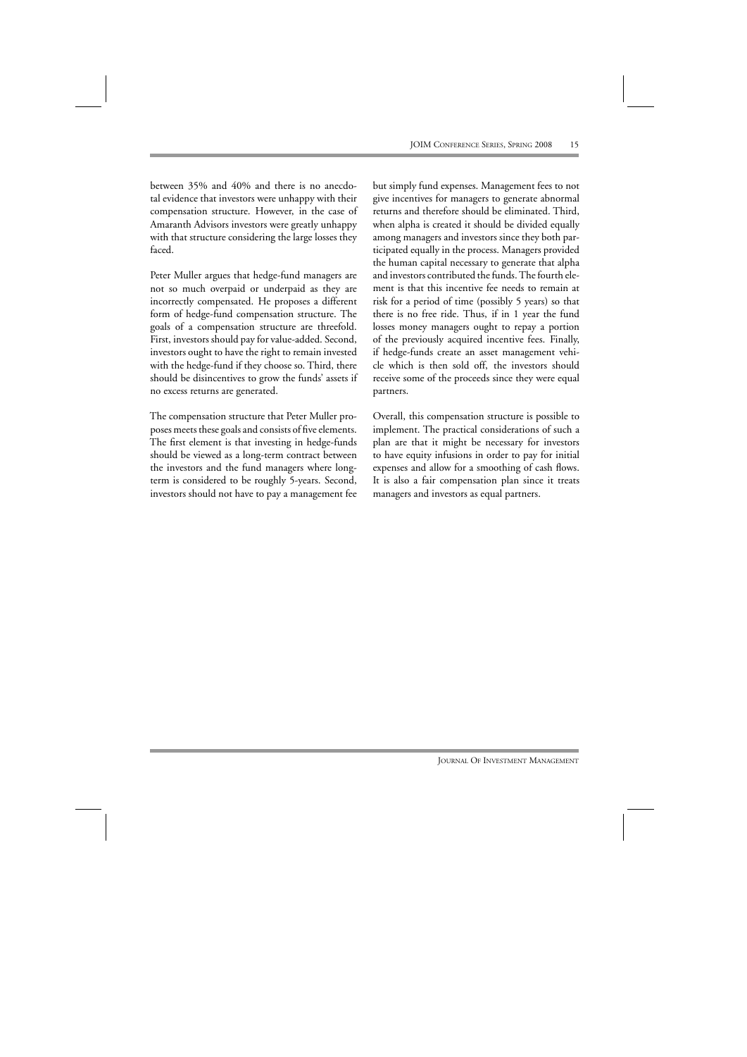between 35% and 40% and there is no anecdotal evidence that investors were unhappy with their compensation structure. However, in the case of Amaranth Advisors investors were greatly unhappy with that structure considering the large losses they faced.

Peter Muller argues that hedge-fund managers are not so much overpaid or underpaid as they are incorrectly compensated. He proposes a different form of hedge-fund compensation structure. The goals of a compensation structure are threefold. First, investors should pay for value-added. Second, investors ought to have the right to remain invested with the hedge-fund if they choose so. Third, there should be disincentives to grow the funds' assets if no excess returns are generated.

The compensation structure that Peter Muller proposes meets these goals and consists of five elements. The first element is that investing in hedge-funds should be viewed as a long-term contract between the investors and the fund managers where long-term is considered to be roughly 5-years. Second, investors should not have to pay a management fee but simply fund expenses. Management fees to not give incentives for managers to generate abnormal returns and therefore should be eliminated. Third, when alpha is created it should be divided equally among managers and investors since they both participated equally in the process. Managers provided the human capital necessary to generate that alpha and investors contributed the funds. The fourth element is that this incentive fee needs to remain at risk for a period of time (possibly 5 years) so that there is no free ride. Thus, if in 1 year the fund losses money managers ought to repay a portion of the previously acquired incentive fees. Finally, if hedge-funds create an asset management vehicle which is then sold off, the investors should receive some of the proceeds since they were equal partners.

Overall, this compensation structure is possible to implement. The practical considerations of such a plan are that it might be necessary for investors to have equity infusions in order to pay for initial expenses and allow for a smoothing of cash flows. It is also a fair compensation plan since it treats managers and investors as equal partners.